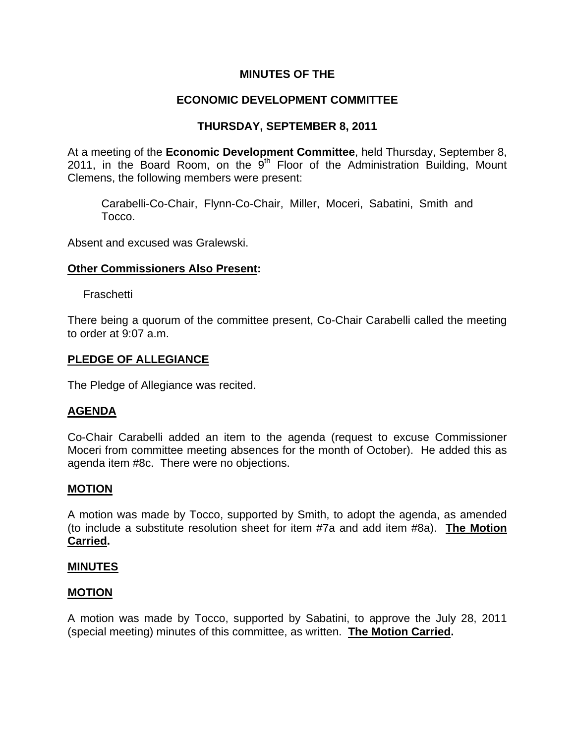**MINUTES OF THE**

**ECONOMIC DEVELOPMENT COMMITTEE**

**THURSDAY, SEPTEMBER 8, 2011**

At a meeting of the **Economic Development Committee**, held Thursday, September 8, 2011, in the Board Room, on the 9th Floor of the Administration Building, Mount Clemens, the following members were present:

> Carabelli-Co-Chair, Flynn-Co-Chair, Miller, Moceri, Sabatini, Smith and Tocco.

Absent and excused was Gralewski.

**Other Commissioners Also Present:**

Fraschetti

There being a quorum of the committee present, Co-Chair Carabelli called the meeting to order at 9:07 a.m.

**PLEDGE OF ALLEGIANCE**

The Pledge of Allegiance was recited.

**AGENDA**

Co-Chair Carabelli added an item to the agenda (request to excuse Commissioner Moceri from committee meeting absences for the month of October). He added this as agenda item #8c. There were no objections.

**MOTION**

A motion was made by Tocco, supported by Smith, to adopt the agenda, as amended (to include a substitute resolution sheet for item #7a and add item #8a). **The Motion Carried.**

**MINUTES**

**MOTION**

A motion was made by Tocco, supported by Sabatini, to approve the July 28, 2011 (special meeting) minutes of this committee, as written. **The Motion Carried.**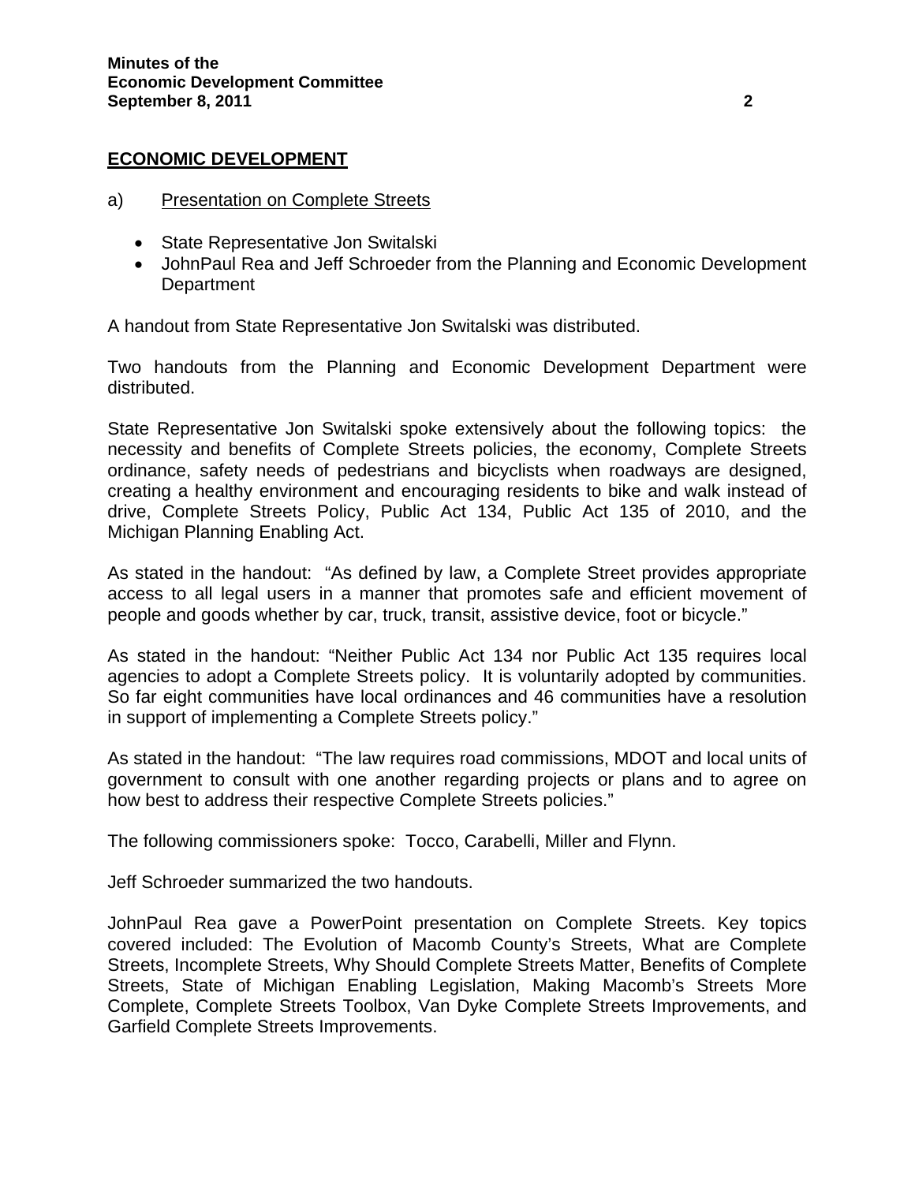## ECONOMIC DEVELOPMENT

a) Presentation on Complete Streets

- State Representative Jon Switalski
- JohnPaul Rea and Jeff Schroeder from the Planning and Economic Development Department

A handout from State Representative Jon Switalski was distributed.

Two handouts from the Planning and Economic Development Department were distributed.

State Representative Jon Switalski spoke extensively about the following topics: the necessity and benefits of Complete Streets policies, the economy, Complete Streets ordinance, safety needs of pedestrians and bicyclists when roadways are designed, creating a healthy environment and encouraging residents to bike and walk instead of drive, Complete Streets Policy, Public Act 134, Public Act 135 of 2010, and the Michigan Planning Enabling Act.

As stated in the handout: "As defined by law, a Complete Street provides appropriate access to all legal users in a manner that promotes safe and efficient movement of people and goods whether by car, truck, transit, assistive device, foot or bicycle."

As stated in the handout: "Neither Public Act 134 nor Public Act 135 requires local agencies to adopt a Complete Streets policy. It is voluntarily adopted by communities. So far eight communities have local ordinances and 46 communities have a resolution in support of implementing a Complete Streets policy."

As stated in the handout: "The law requires road commissions, MDOT and local units of government to consult with one another regarding projects or plans and to agree on how best to address their respective Complete Streets policies."

The following commissioners spoke: Tocco, Carabelli, Miller and Flynn.

Jeff Schroeder summarized the two handouts.

JohnPaul Rea gave a PowerPoint presentation on Complete Streets. Key topics covered included: The Evolution of Macomb County's Streets, What are Complete Streets, Incomplete Streets, Why Should Complete Streets Matter, Benefits of Complete Streets, State of Michigan Enabling Legislation, Making Macomb's Streets More Complete, Complete Streets Toolbox, Van Dyke Complete Streets Improvements, and Garfield Complete Streets Improvements.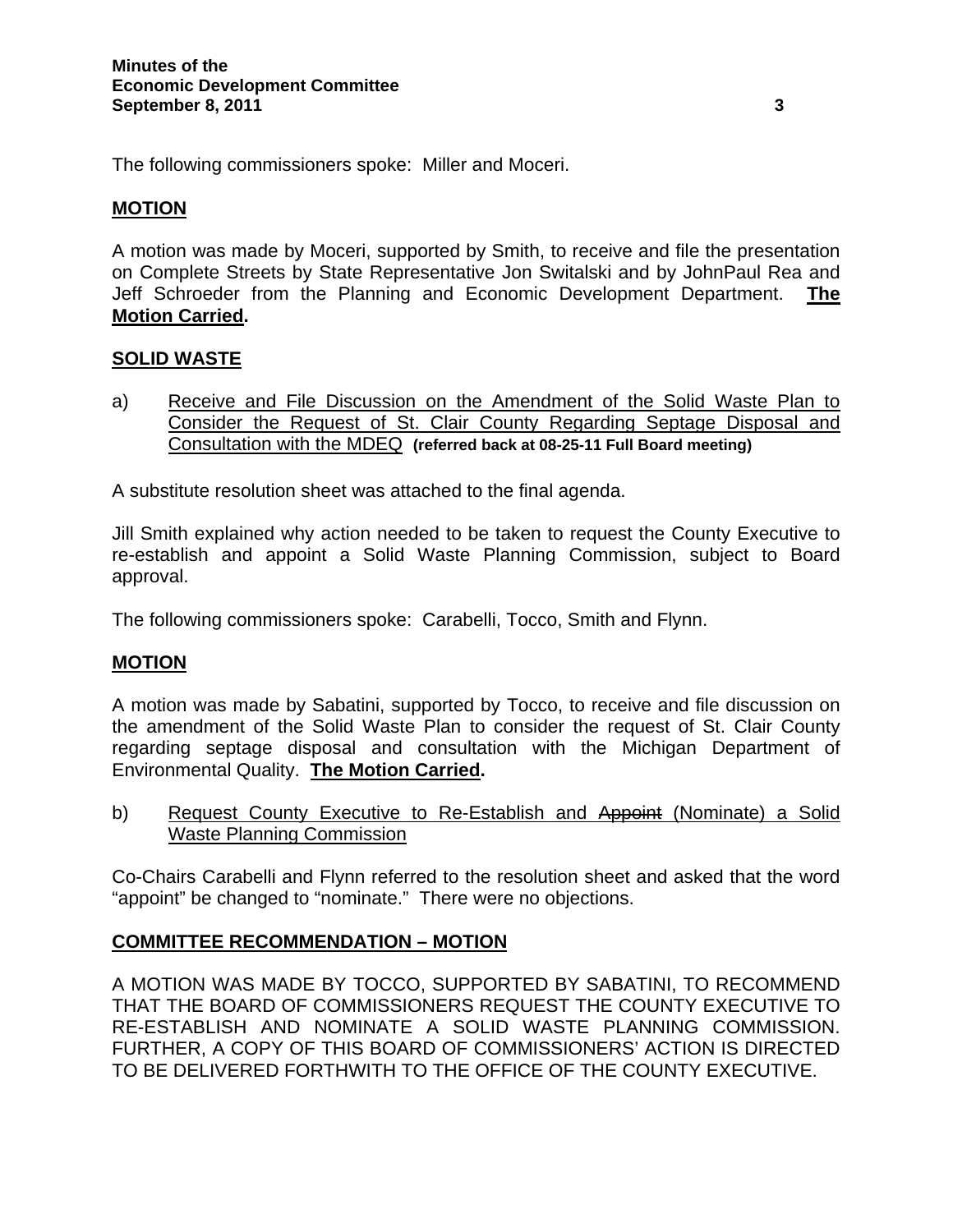The following commissioners spoke: Miller and Moceri.

**MOTION**

A motion was made by Moceri, supported by Smith, to receive and file the presentation on Complete Streets by State Representative Jon Switalski and by JohnPaul Rea and Jeff Schroeder from the Planning and Economic Development Department. **The Motion Carried.**

**SOLID WASTE**

a) Receive and File Discussion on the Amendment of the Solid Waste Plan to Consider the Request of St. Clair County Regarding Septage Disposal and Consultation with the MDEQ **(referred back at 08-25-11 Full Board meeting)**

A substitute resolution sheet was attached to the final agenda.

Jill Smith explained why action needed to be taken to request the County Executive to re-establish and appoint a Solid Waste Planning Commission, subject to Board approval.

The following commissioners spoke: Carabelli, Tocco, Smith and Flynn.

**MOTION**

A motion was made by Sabatini, supported by Tocco, to receive and file discussion on the amendment of the Solid Waste Plan to consider the request of St. Clair County regarding septage disposal and consultation with the Michigan Department of Environmental Quality. **The Motion Carried.**

b) Request County Executive to Re-Establish and ~~Appoint~~ (Nominate) a Solid Waste Planning Commission

Co-Chairs Carabelli and Flynn referred to the resolution sheet and asked that the word "appoint" be changed to "nominate." There were no objections.

**COMMITTEE RECOMMENDATION – MOTION**

A MOTION WAS MADE BY TOCCO, SUPPORTED BY SABATINI, TO RECOMMEND THAT THE BOARD OF COMMISSIONERS REQUEST THE COUNTY EXECUTIVE TO RE-ESTABLISH AND NOMINATE A SOLID WASTE PLANNING COMMISSION. FURTHER, A COPY OF THIS BOARD OF COMMISSIONERS' ACTION IS DIRECTED TO BE DELIVERED FORTHWITH TO THE OFFICE OF THE COUNTY EXECUTIVE.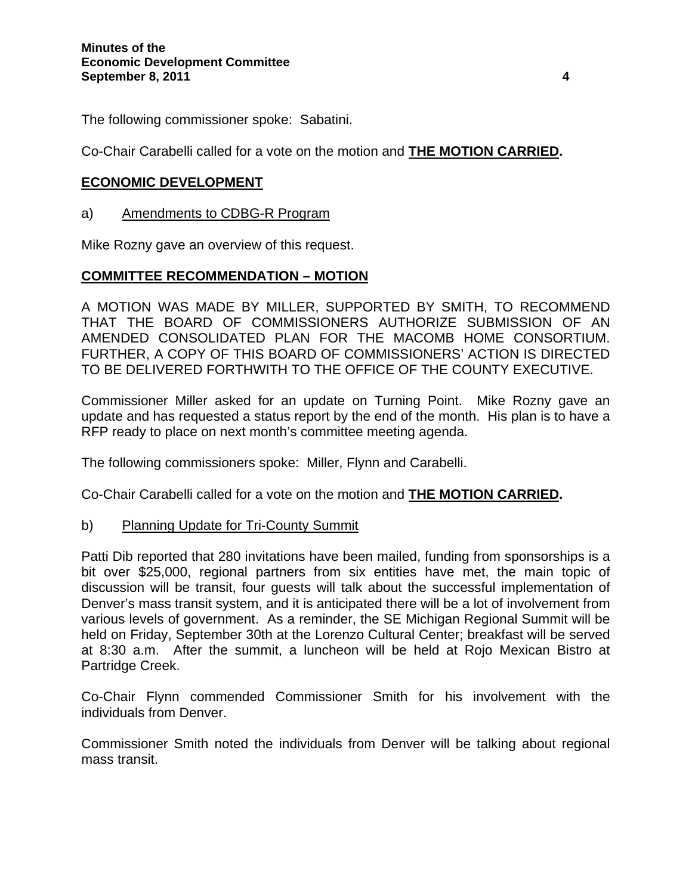The following commissioner spoke: Sabatini.

Co-Chair Carabelli called for a vote on the motion and **THE MOTION CARRIED.**

## ECONOMIC DEVELOPMENT

a) Amendments to CDBG-R Program

Mike Rozny gave an overview of this request.

### COMMITTEE RECOMMENDATION – MOTION

A MOTION WAS MADE BY MILLER, SUPPORTED BY SMITH, TO RECOMMEND THAT THE BOARD OF COMMISSIONERS AUTHORIZE SUBMISSION OF AN AMENDED CONSOLIDATED PLAN FOR THE MACOMB HOME CONSORTIUM. FURTHER, A COPY OF THIS BOARD OF COMMISSIONERS' ACTION IS DIRECTED TO BE DELIVERED FORTHWITH TO THE OFFICE OF THE COUNTY EXECUTIVE.

Commissioner Miller asked for an update on Turning Point. Mike Rozny gave an update and has requested a status report by the end of the month. His plan is to have a RFP ready to place on next month's committee meeting agenda.

The following commissioners spoke: Miller, Flynn and Carabelli.

Co-Chair Carabelli called for a vote on the motion and **THE MOTION CARRIED.**

b) Planning Update for Tri-County Summit

Patti Dib reported that 280 invitations have been mailed, funding from sponsorships is a bit over $25,000, regional partners from six entities have met, the main topic of discussion will be transit, four guests will talk about the successful implementation of Denver's mass transit system, and it is anticipated there will be a lot of involvement from various levels of government. As a reminder, the SE Michigan Regional Summit will be held on Friday, September 30th at the Lorenzo Cultural Center; breakfast will be served at 8:30 a.m. After the summit, a luncheon will be held at Rojo Mexican Bistro at Partridge Creek.

Co-Chair Flynn commended Commissioner Smith for his involvement with the individuals from Denver.

Commissioner Smith noted the individuals from Denver will be talking about regional mass transit.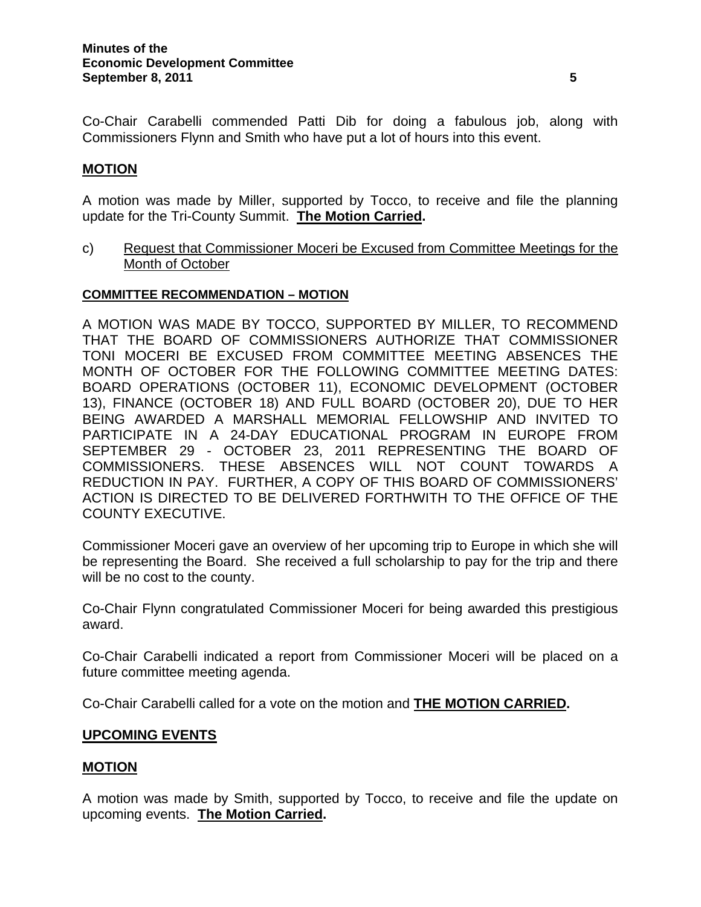Co-Chair Carabelli commended Patti Dib for doing a fabulous job, along with Commissioners Flynn and Smith who have put a lot of hours into this event.

**MOTION**

A motion was made by Miller, supported by Tocco, to receive and file the planning update for the Tri-County Summit. **The Motion Carried.**

c) Request that Commissioner Moceri be Excused from Committee Meetings for the Month of October

**COMMITTEE RECOMMENDATION – MOTION**

A MOTION WAS MADE BY TOCCO, SUPPORTED BY MILLER, TO RECOMMEND THAT THE BOARD OF COMMISSIONERS AUTHORIZE THAT COMMISSIONER TONI MOCERI BE EXCUSED FROM COMMITTEE MEETING ABSENCES THE MONTH OF OCTOBER FOR THE FOLLOWING COMMITTEE MEETING DATES: BOARD OPERATIONS (OCTOBER 11), ECONOMIC DEVELOPMENT (OCTOBER 13), FINANCE (OCTOBER 18) AND FULL BOARD (OCTOBER 20), DUE TO HER BEING AWARDED A MARSHALL MEMORIAL FELLOWSHIP AND INVITED TO PARTICIPATE IN A 24-DAY EDUCATIONAL PROGRAM IN EUROPE FROM SEPTEMBER 29 - OCTOBER 23, 2011 REPRESENTING THE BOARD OF COMMISSIONERS. THESE ABSENCES WILL NOT COUNT TOWARDS A REDUCTION IN PAY. FURTHER, A COPY OF THIS BOARD OF COMMISSIONERS' ACTION IS DIRECTED TO BE DELIVERED FORTHWITH TO THE OFFICE OF THE COUNTY EXECUTIVE.

Commissioner Moceri gave an overview of her upcoming trip to Europe in which she will be representing the Board. She received a full scholarship to pay for the trip and there will be no cost to the county.

Co-Chair Flynn congratulated Commissioner Moceri for being awarded this prestigious award.

Co-Chair Carabelli indicated a report from Commissioner Moceri will be placed on a future committee meeting agenda.

Co-Chair Carabelli called for a vote on the motion and **THE MOTION CARRIED.**

**UPCOMING EVENTS**

**MOTION**

A motion was made by Smith, supported by Tocco, to receive and file the update on upcoming events. **The Motion Carried.**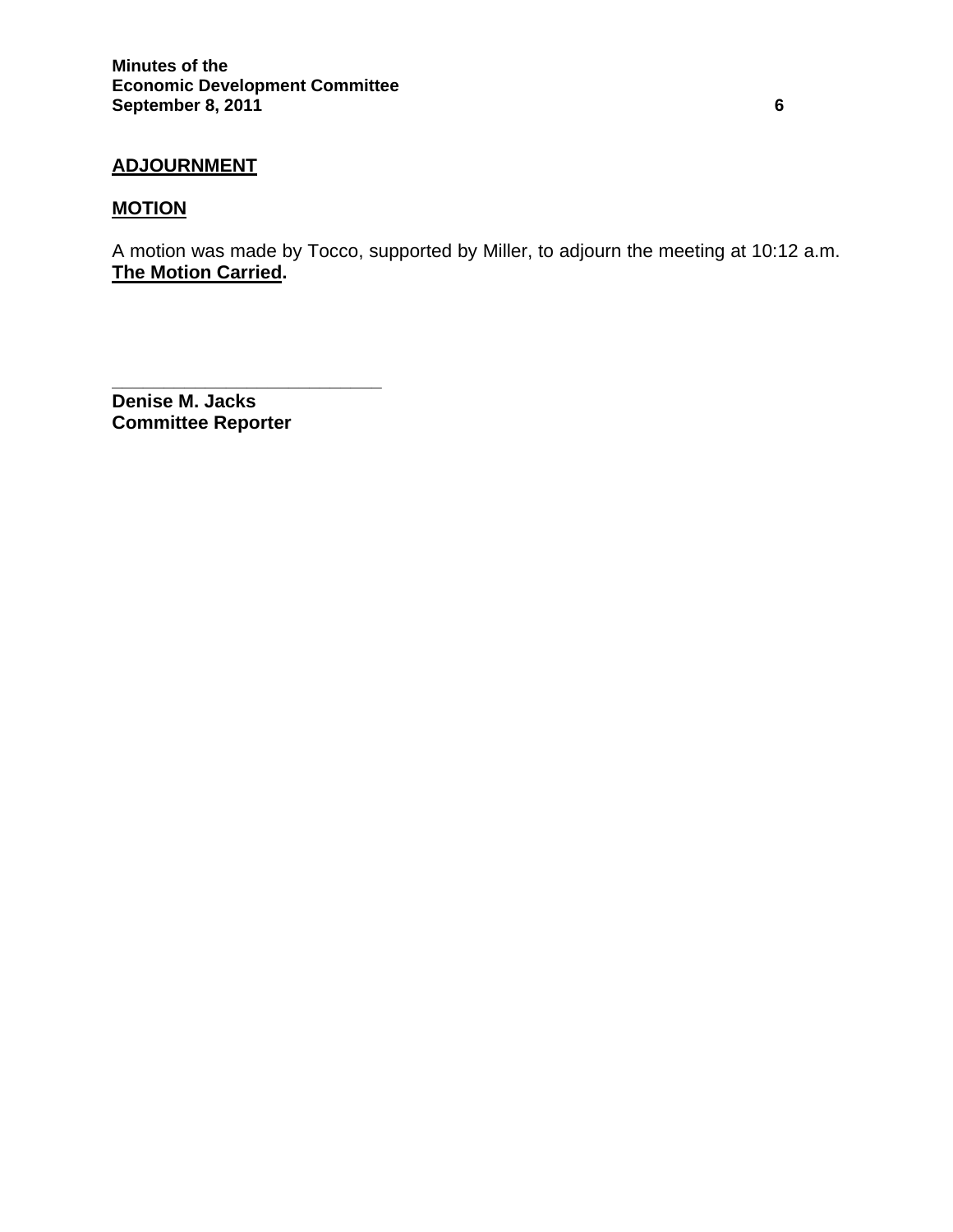## ADJOURNMENT

## MOTION

A motion was made by Tocco, supported by Miller, to adjourn the meeting at 10:12 a.m. **The Motion Carried.**

\_\_\_\_\_\_\_\_\_\_\_\_\_\_\_\_\_\_\_\_\_\_\_\_\_\_\_

**Denise M. Jacks**
**Committee Reporter**